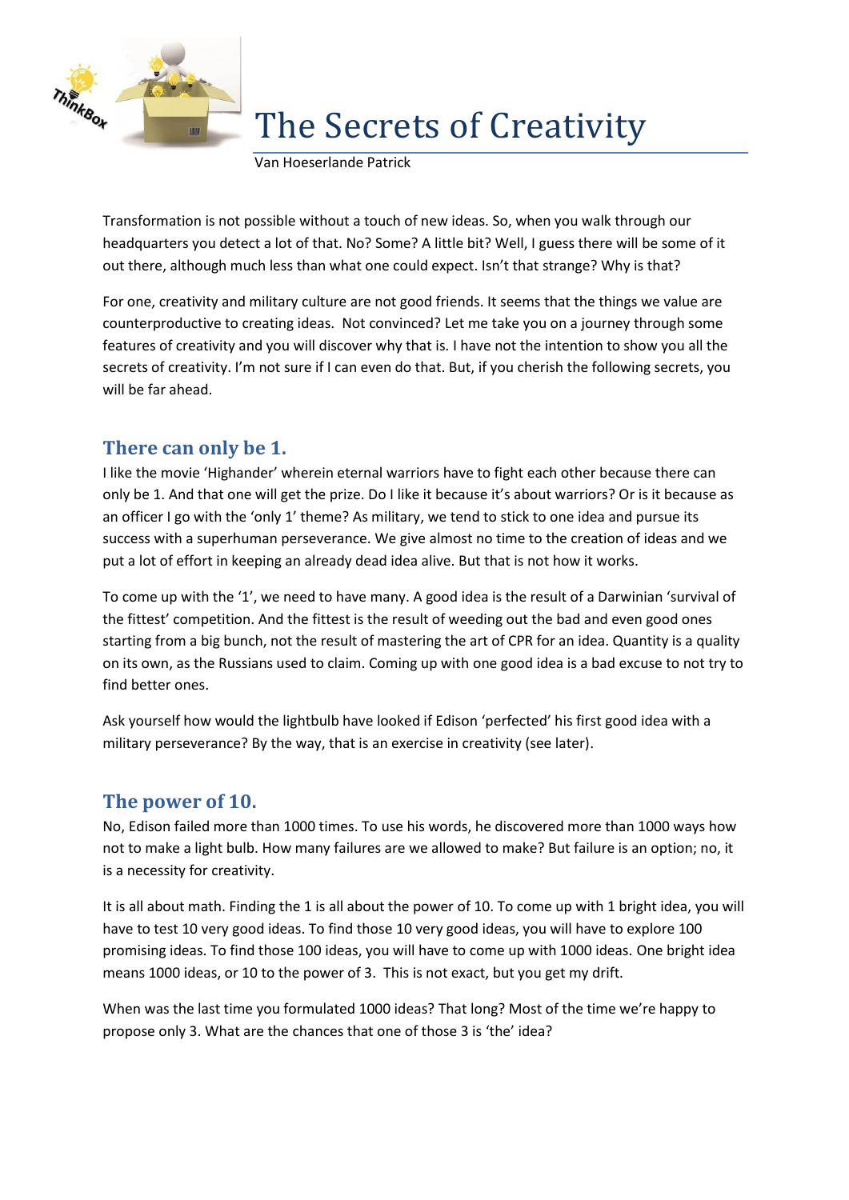# The Secrets of Creativity

Van Hoeserlande Patrick

Transformation is not possible without a touch of new ideas. So, when you walk through our headquarters you detect a lot of that. No? Some? A little bit? Well, I guess there will be some of it out there, although much less than what one could expect. Isn't that strange? Why is that?

For one, creativity and military culture are not good friends. It seems that the things we value are counterproductive to creating ideas. Not convinced? Let me take you on a journey through some features of creativity and you will discover why that is. I have not the intention to show you all the secrets of creativity. I'm not sure if I can even do that. But, if you cherish the following secrets, you will be far ahead.

## There can only be 1.

I like the movie 'Highander' wherein eternal warriors have to fight each other because there can only be 1. And that one will get the prize. Do I like it because it's about warriors? Or is it because as an officer I go with the 'only 1' theme? As military, we tend to stick to one idea and pursue its success with a superhuman perseverance. We give almost no time to the creation of ideas and we put a lot of effort in keeping an already dead idea alive. But that is not how it works.

To come up with the '1', we need to have many. A good idea is the result of a Darwinian 'survival of the fittest' competition. And the fittest is the result of weeding out the bad and even good ones starting from a big bunch, not the result of mastering the art of CPR for an idea. Quantity is a quality on its own, as the Russians used to claim. Coming up with one good idea is a bad excuse to not try to find better ones.

Ask yourself how would the lightbulb have looked if Edison 'perfected' his first good idea with a military perseverance? By the way, that is an exercise in creativity (see later).

## The power of 10.

No, Edison failed more than 1000 times. To use his words, he discovered more than 1000 ways how not to make a light bulb. How many failures are we allowed to make? But failure is an option; no, it is a necessity for creativity.

It is all about math. Finding the 1 is all about the power of 10. To come up with 1 bright idea, you will have to test 10 very good ideas. To find those 10 very good ideas, you will have to explore 100 promising ideas. To find those 100 ideas, you will have to come up with 1000 ideas. One bright idea means 1000 ideas, or 10 to the power of 3. This is not exact, but you get my drift.

When was the last time you formulated 1000 ideas? That long? Most of the time we're happy to propose only 3. What are the chances that one of those 3 is 'the' idea?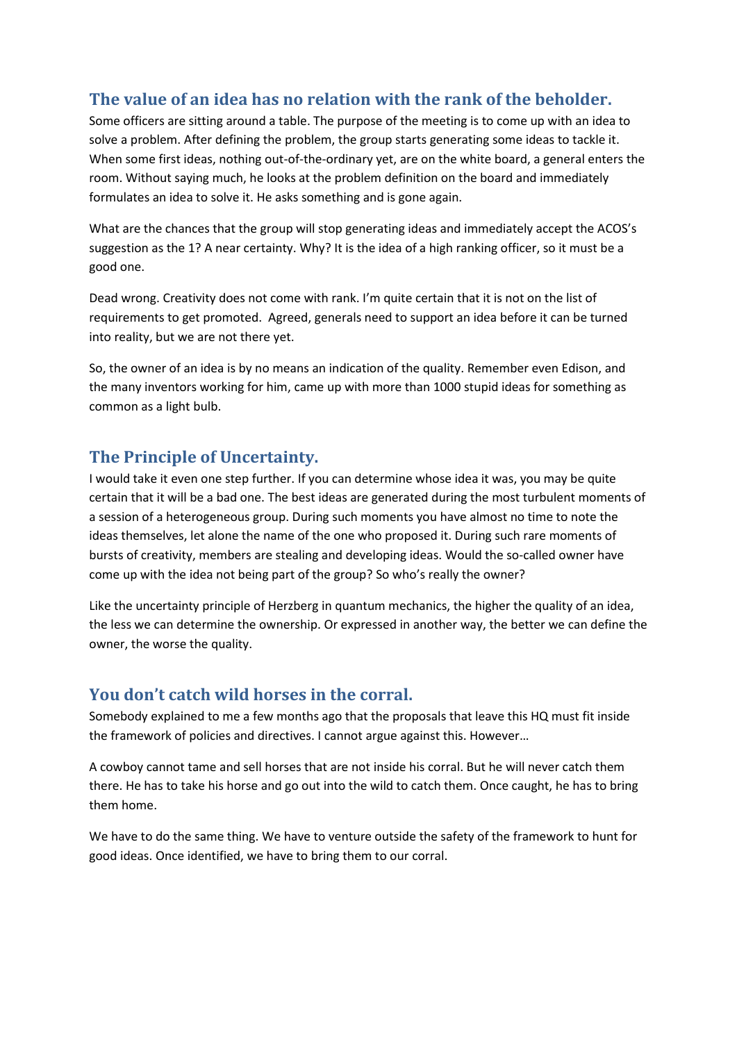## The value of an idea has no relation with the rank of the beholder.

Some officers are sitting around a table. The purpose of the meeting is to come up with an idea to solve a problem. After defining the problem, the group starts generating some ideas to tackle it. When some first ideas, nothing out-of-the-ordinary yet, are on the white board, a general enters the room. Without saying much, he looks at the problem definition on the board and immediately formulates an idea to solve it. He asks something and is gone again.

What are the chances that the group will stop generating ideas and immediately accept the ACOS's suggestion as the 1? A near certainty. Why? It is the idea of a high ranking officer, so it must be a good one.

Dead wrong. Creativity does not come with rank. I'm quite certain that it is not on the list of requirements to get promoted. Agreed, generals need to support an idea before it can be turned into reality, but we are not there yet.

So, the owner of an idea is by no means an indication of the quality. Remember even Edison, and the many inventors working for him, came up with more than 1000 stupid ideas for something as common as a light bulb.

## The Principle of Uncertainty.

I would take it even one step further. If you can determine whose idea it was, you may be quite certain that it will be a bad one. The best ideas are generated during the most turbulent moments of a session of a heterogeneous group. During such moments you have almost no time to note the ideas themselves, let alone the name of the one who proposed it. During such rare moments of bursts of creativity, members are stealing and developing ideas. Would the so-called owner have come up with the idea not being part of the group? So who's really the owner?

Like the uncertainty principle of Herzberg in quantum mechanics, the higher the quality of an idea, the less we can determine the ownership. Or expressed in another way, the better we can define the owner, the worse the quality.

## You don't catch wild horses in the corral.

Somebody explained to me a few months ago that the proposals that leave this HQ must fit inside the framework of policies and directives. I cannot argue against this. However…

A cowboy cannot tame and sell horses that are not inside his corral. But he will never catch them there. He has to take his horse and go out into the wild to catch them. Once caught, he has to bring them home.

We have to do the same thing. We have to venture outside the safety of the framework to hunt for good ideas. Once identified, we have to bring them to our corral.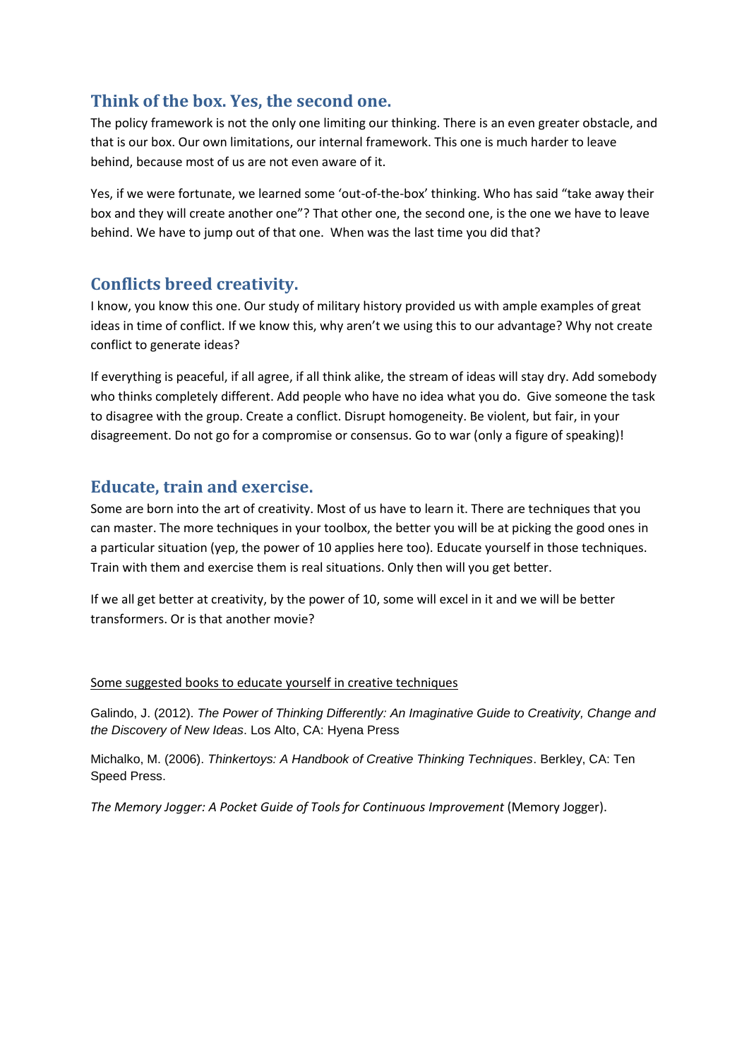## Think of the box. Yes, the second one.

The policy framework is not the only one limiting our thinking. There is an even greater obstacle, and that is our box. Our own limitations, our internal framework. This one is much harder to leave behind, because most of us are not even aware of it.

Yes, if we were fortunate, we learned some 'out-of-the-box' thinking. Who has said "take away their box and they will create another one"? That other one, the second one, is the one we have to leave behind. We have to jump out of that one. When was the last time you did that?

## Conflicts breed creativity.

I know, you know this one. Our study of military history provided us with ample examples of great ideas in time of conflict. If we know this, why aren't we using this to our advantage? Why not create conflict to generate ideas?

If everything is peaceful, if all agree, if all think alike, the stream of ideas will stay dry. Add somebody who thinks completely different. Add people who have no idea what you do. Give someone the task to disagree with the group. Create a conflict. Disrupt homogeneity. Be violent, but fair, in your disagreement. Do not go for a compromise or consensus. Go to war (only a figure of speaking)!

## Educate, train and exercise.

Some are born into the art of creativity. Most of us have to learn it. There are techniques that you can master. The more techniques in your toolbox, the better you will be at picking the good ones in a particular situation (yep, the power of 10 applies here too). Educate yourself in those techniques. Train with them and exercise them is real situations. Only then will you get better.

If we all get better at creativity, by the power of 10, some will excel in it and we will be better transformers. Or is that another movie?

<u>Some suggested books to educate yourself in creative techniques</u>

Galindo, J. (2012). *The Power of Thinking Differently: An Imaginative Guide to Creativity, Change and the Discovery of New Ideas*. Los Alto, CA: Hyena Press

Michalko, M. (2006). *Thinkertoys: A Handbook of Creative Thinking Techniques*. Berkley, CA: Ten Speed Press.

*The Memory Jogger: A Pocket Guide of Tools for Continuous Improvement* (Memory Jogger).